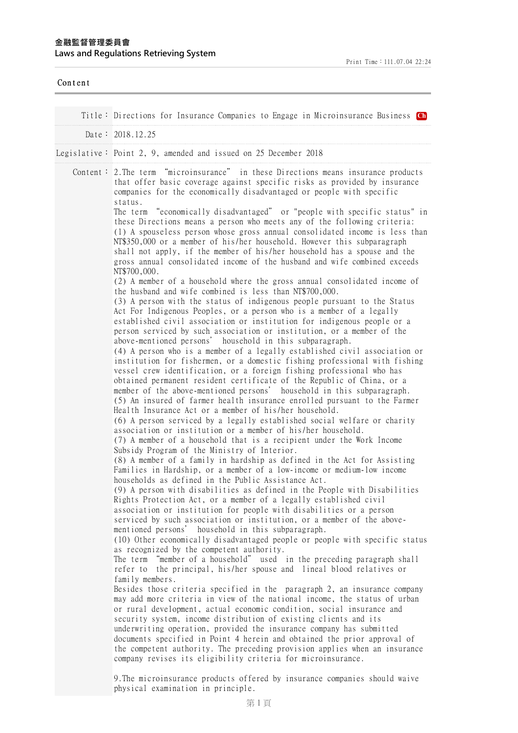**金融監督管理委員會**
**Laws and Regulations Retrieving System**

Print Time：111.07.04 22:24

Content

Title： Directions for Insurance Companies to Engage in Microinsurance Business Ch

Date： 2018.12.25

Legislative： Point 2, 9, amended and issued on 25 December 2018

Content：

2.The term "microinsurance" in these Directions means insurance products that offer basic coverage against specific risks as provided by insurance companies for the economically disadvantaged or people with specific status.

The term "economically disadvantaged" or "people with specific status" in these Directions means a person who meets any of the following criteria:

(1) A spouseless person whose gross annual consolidated income is less than NT$350,000 or a member of his/her household. However this subparagraph shall not apply, if the member of his/her household has a spouse and the gross annual consolidated income of the husband and wife combined exceeds NT$700,000.

(2) A member of a household where the gross annual consolidated income of the husband and wife combined is less than NT$700,000.

(3) A person with the status of indigenous people pursuant to the Status Act For Indigenous Peoples, or a person who is a member of a legally established civil association or institution for indigenous people or a person serviced by such association or institution, or a member of the above-mentioned persons' household in this subparagraph.

(4) A person who is a member of a legally established civil association or institution for fishermen, or a domestic fishing professional with fishing vessel crew identification, or a foreign fishing professional who has obtained permanent resident certificate of the Republic of China, or a member of the above-mentioned persons' household in this subparagraph.

(5) An insured of farmer health insurance enrolled pursuant to the Farmer Health Insurance Act or a member of his/her household.

(6) A person serviced by a legally established social welfare or charity association or institution or a member of his/her household.

(7) A member of a household that is a recipient under the Work Income Subsidy Program of the Ministry of Interior.

(8) A member of a family in hardship as defined in the Act for Assisting Families in Hardship, or a member of a low-income or medium-low income households as defined in the Public Assistance Act.

(9) A person with disabilities as defined in the People with Disabilities Rights Protection Act, or a member of a legally established civil association or institution for people with disabilities or a person serviced by such association or institution, or a member of the above-mentioned persons' household in this subparagraph.

(10) Other economically disadvantaged people or people with specific status as recognized by the competent authority.

The term "member of a household" used in the preceding paragraph shall refer to the principal, his/her spouse and lineal blood relatives or family members.

Besides those criteria specified in the paragraph 2, an insurance company may add more criteria in view of the national income, the status of urban or rural development, actual economic condition, social insurance and security system, income distribution of existing clients and its underwriting operation, provided the insurance company has submitted documents specified in Point 4 herein and obtained the prior approval of the competent authority. The preceding provision applies when an insurance company revises its eligibility criteria for microinsurance.

9.The microinsurance products offered by insurance companies should waive physical examination in principle.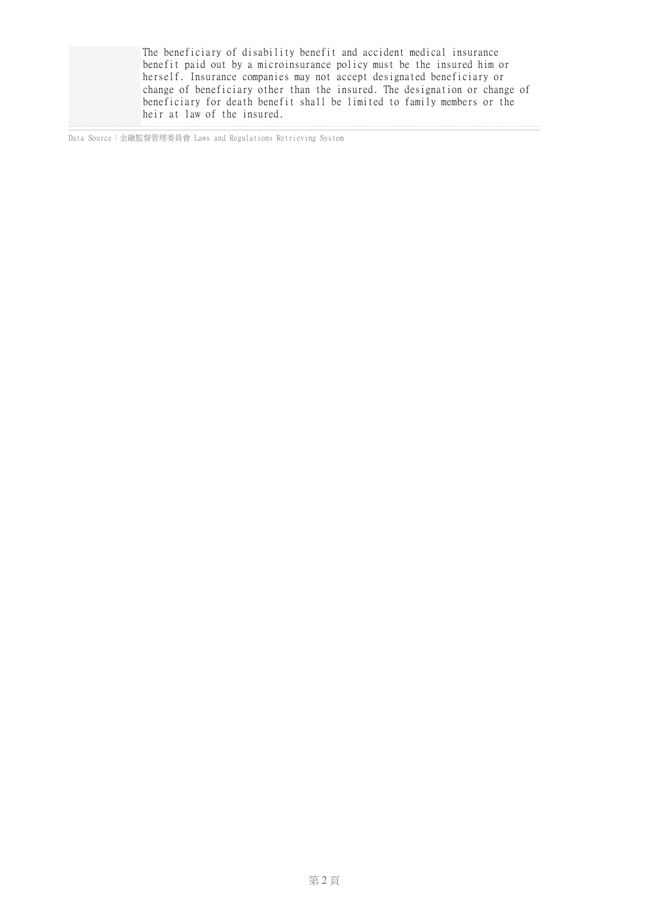The beneficiary of disability benefit and accident medical insurance benefit paid out by a microinsurance policy must be the insured him or herself. Insurance companies may not accept designated beneficiary or change of beneficiary other than the insured. The designation or change of beneficiary for death benefit shall be limited to family members or the heir at law of the insured.

Data Source：金融監督管理委員會 Laws and Regulations Retrieving System